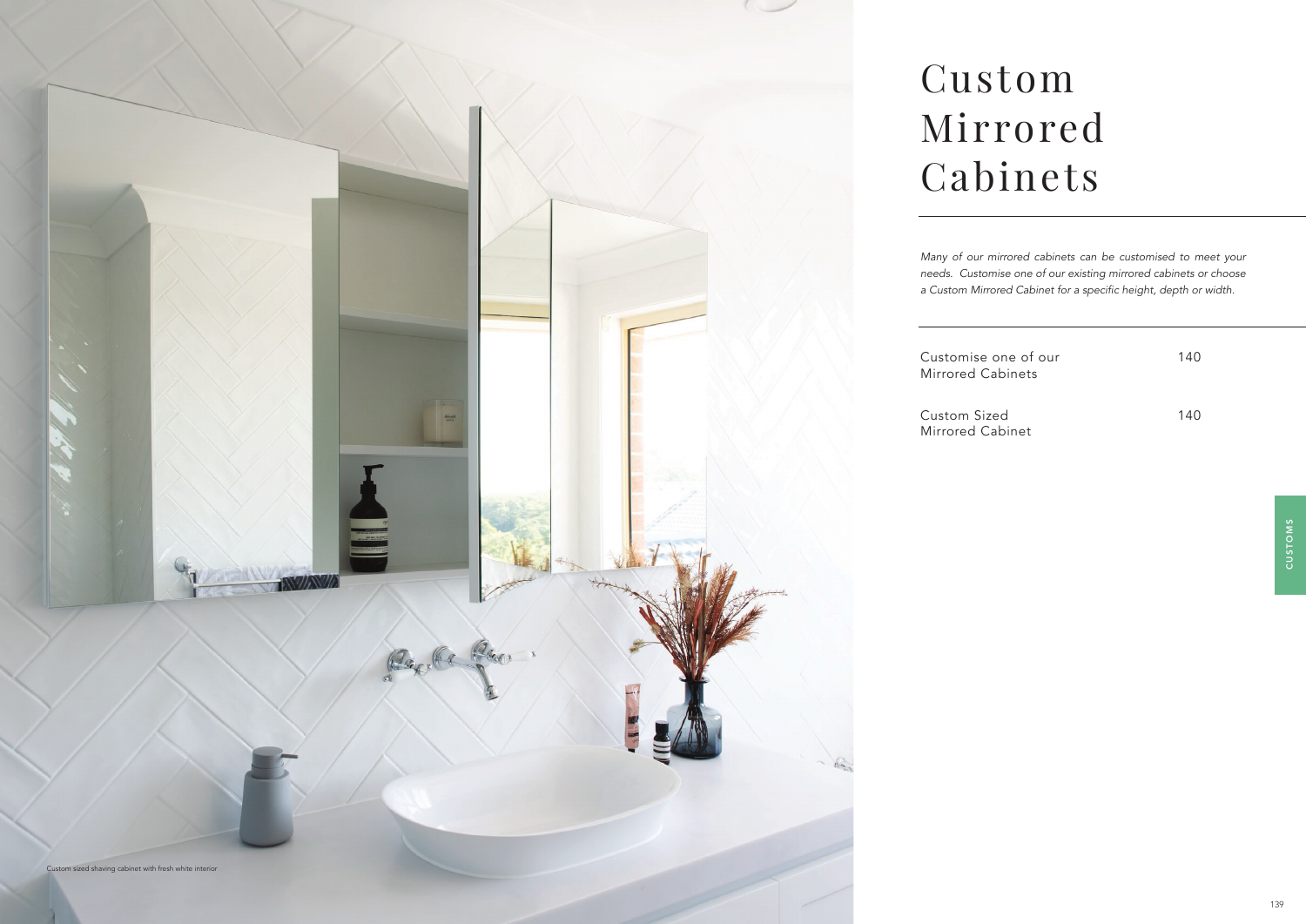Custom sized shaving cabinet with fresh white interior

# Custom Mirrored Cabinets

*Many of our mirrored cabinets can be customised to meet your needs. Customise one of our existing mirrored cabinets or choose a Custom Mirrored Cabinet for a specific height, depth or width.*

| | |
|---|---|
| Customise one of our Mirrored Cabinets | 140 |
| Custom Sized Mirrored Cabinet | 140 |

CUSTOMS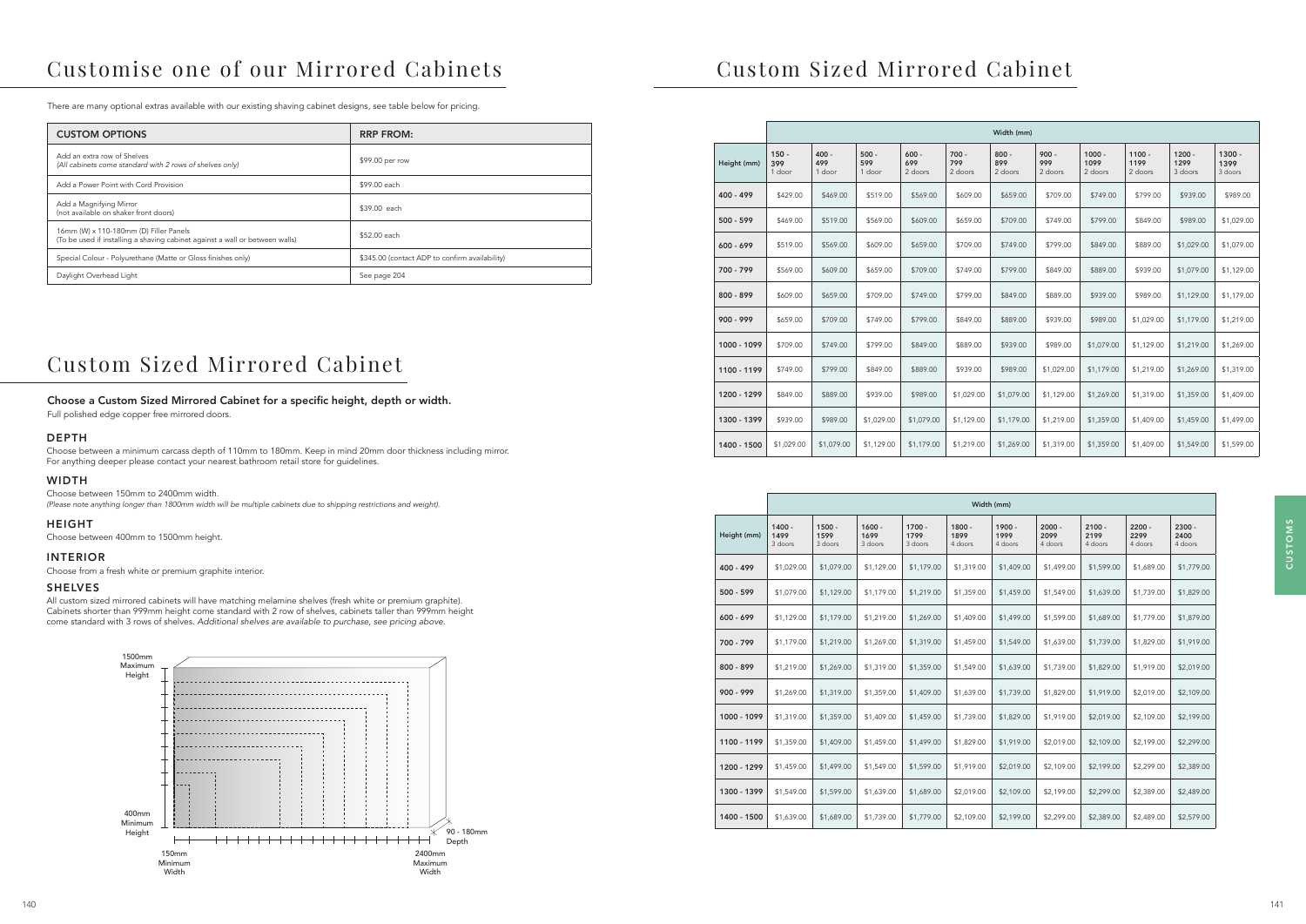# Customise one of our Mirrored Cabinets

There are many optional extras available with our existing shaving cabinet designs, see table below for pricing.

| CUSTOM OPTIONS | RRP FROM: |
|---|---|
| Add an extra row of Shelves<br>*(All cabinets come standard with 2 rows of shelves only)* | $99.00 per row |
| Add a Power Point with Cord Provision | $99.00 each |
| Add a Magnifying Mirror<br>(not available on shaker front doors) | $39.00 each |
| 16mm (W) x 110-180mm (D) Filler Panels<br>(To be used if installing a shaving cabinet against a wall or between walls) | $52.00 each |
| Special Colour - Polyurethane (Matte or Gloss finishes only) | $345.00 (contact ADP to confirm availability) |
| Daylight Overhead Light | See page 204 |

# Custom Sized Mirrored Cabinet

### Choose a Custom Sized Mirrored Cabinet for a specific height, depth or width.

Full polished edge copper free mirrored doors.

## DEPTH

Choose between a minimum carcass depth of 110mm to 180mm. Keep in mind 20mm door thickness including mirror. For anything deeper please contact your nearest bathroom retail store for guidelines.

## WIDTH

Choose between 150mm to 2400mm width.
*(Please note anything longer than 1800mm width will be multiple cabinets due to shipping restrictions and weight).*

## HEIGHT

Choose between 400mm to 1500mm height.

## INTERIOR

Choose from a fresh white or premium graphite interior.

## SHELVES

All custom sized mirrored cabinets will have matching melamine shelves (fresh white or premium graphite). Cabinets shorter than 999mm height come standard with 2 row of shelves, cabinets taller than 999mm height come standard with 3 rows of shelves. *Additional shelves are available to purchase, see pricing above.*

1500mm Maximum Height

400mm Minimum Height

90 - 180mm Depth

150mm Minimum Width

2400mm Maximum Width

# Custom Sized Mirrored Cabinet

| | Width (mm) | | | | | | | | | | |
|---|---|---|---|---|---|---|---|---|---|---|---|
| Height (mm) | 150 - 399<br>1 door | 400 - 499<br>1 door | 500 - 599<br>1 door | 600 - 699<br>2 doors | 700 - 799<br>2 doors | 800 - 899<br>2 doors | 900 - 999<br>2 doors | 1000 - 1099<br>2 doors | 1100 - 1199<br>2 doors | 1200 - 1299<br>3 doors | 1300 - 1399<br>3 doors |
| 400 - 499 | $429.00 | $469.00 | $519.00 | $569.00 | $609.00 | $659.00 | $709.00 | $749.00 | $799.00 | $939.00 | $989.00 |
| 500 - 599 | $469.00 | $519.00 | $569.00 | $609.00 | $659.00 | $709.00 | $749.00 | $799.00 | $849.00 | $989.00 | $1,029.00 |
| 600 - 699 | $519.00 | $569.00 | $609.00 | $659.00 | $709.00 | $749.00 | $799.00 | $849.00 | $889.00 | $1,029.00 | $1,079.00 |
| 700 - 799 | $569.00 | $609.00 | $659.00 | $709.00 | $749.00 | $799.00 | $849.00 | $889.00 | $939.00 | $1,079.00 | $1,129.00 |
| 800 - 899 | $609.00 | $659.00 | $709.00 | $749.00 | $799.00 | $849.00 | $889.00 | $939.00 | $989.00 | $1,129.00 | $1,179.00 |
| 900 - 999 | $659.00 | $709.00 | $749.00 | $799.00 | $849.00 | $889.00 | $939.00 | $989.00 | $1,029.00 | $1,179.00 | $1,219.00 |
| 1000 - 1099 | $709.00 | $749.00 | $799.00 | $849.00 | $889.00 | $939.00 | $989.00 | $1,079.00 | $1,129.00 | $1,219.00 | $1,269.00 |
| 1100 - 1199 | $749.00 | $799.00 | $849.00 | $889.00 | $939.00 | $989.00 | $1,029.00 | $1,179.00 | $1,219.00 | $1,269.00 | $1,319.00 |
| 1200 - 1299 | $849.00 | $889.00 | $939.00 | $989.00 | $1,029.00 | $1,079.00 | $1,129.00 | $1,269.00 | $1,319.00 | $1,359.00 | $1,409.00 |
| 1300 - 1399 | $939.00 | $989.00 | $1,029.00 | $1,079.00 | $1,129.00 | $1,179.00 | $1,219.00 | $1,359.00 | $1,409.00 | $1,459.00 | $1,499.00 |
| 1400 - 1500 | $1,029.00 | $1,079.00 | $1,129.00 | $1,179.00 | $1,219.00 | $1,269.00 | $1,319.00 | $1,359.00 | $1,409.00 | $1,549.00 | $1,599.00 |

| | Width (mm) | | | | | | | | | |
|---|---|---|---|---|---|---|---|---|---|---|
| Height (mm) | 1400 - 1499<br>3 doors | 1500 - 1599<br>3 doors | 1600 - 1699<br>3 doors | 1700 - 1799<br>3 doors | 1800 - 1899<br>4 doors | 1900 - 1999<br>4 doors | 2000 - 2099<br>4 doors | 2100 - 2199<br>4 doors | 2200 - 2299<br>4 doors | 2300 - 2400<br>4 doors |
| 400 - 499 | $1,029.00 | $1,079.00 | $1,129.00 | $1,179.00 | $1,319.00 | $1,409.00 | $1,499.00 | $1,599.00 | $1,689.00 | $1,779.00 |
| 500 - 599 | $1,079.00 | $1,129.00 | $1,179.00 | $1,219.00 | $1,359.00 | $1,459.00 | $1,549.00 | $1,639.00 | $1,739.00 | $1,829.00 |
| 600 - 699 | $1,129.00 | $1,179.00 | $1,219.00 | $1,269.00 | $1,409.00 | $1,499.00 | $1,599.00 | $1,689.00 | $1,779.00 | $1,879.00 |
| 700 - 799 | $1,179.00 | $1,219.00 | $1,269.00 | $1,319.00 | $1,459.00 | $1,549.00 | $1,639.00 | $1,739.00 | $1,829.00 | $1,919.00 |
| 800 - 899 | $1,219.00 | $1,269.00 | $1,319.00 | $1,359.00 | $1,549.00 | $1,639.00 | $1,739.00 | $1,829.00 | $1,919.00 | $2,019.00 |
| 900 - 999 | $1,269.00 | $1,319.00 | $1,359.00 | $1,409.00 | $1,639.00 | $1,739.00 | $1,829.00 | $1,919.00 | $2,019.00 | $2,109.00 |
| 1000 - 1099 | $1,319.00 | $1,359.00 | $1,409.00 | $1,459.00 | $1,739.00 | $1,829.00 | $1,919.00 | $2,019.00 | $2,109.00 | $2,199.00 |
| 1100 - 1199 | $1,359.00 | $1,409.00 | $1,459.00 | $1,499.00 | $1,829.00 | $1,919.00 | $2,019.00 | $2,109.00 | $2,199.00 | $2,299.00 |
| 1200 - 1299 | $1,459.00 | $1,499.00 | $1,549.00 | $1,599.00 | $1,919.00 | $2,019.00 | $2,109.00 | $2,199.00 | $2,299.00 | $2,389.00 |
| 1300 - 1399 | $1,549.00 | $1,599.00 | $1,639.00 | $1,689.00 | $2,019.00 | $2,109.00 | $2,199.00 | $2,299.00 | $2,389.00 | $2,489.00 |
| 1400 - 1500 | $1,639.00 | $1,689.00 | $1,739.00 | $1,779.00 | $2,109.00 | $2,199.00 | $2,299.00 | $2,389.00 | $2,489.00 | $2,579.00 |